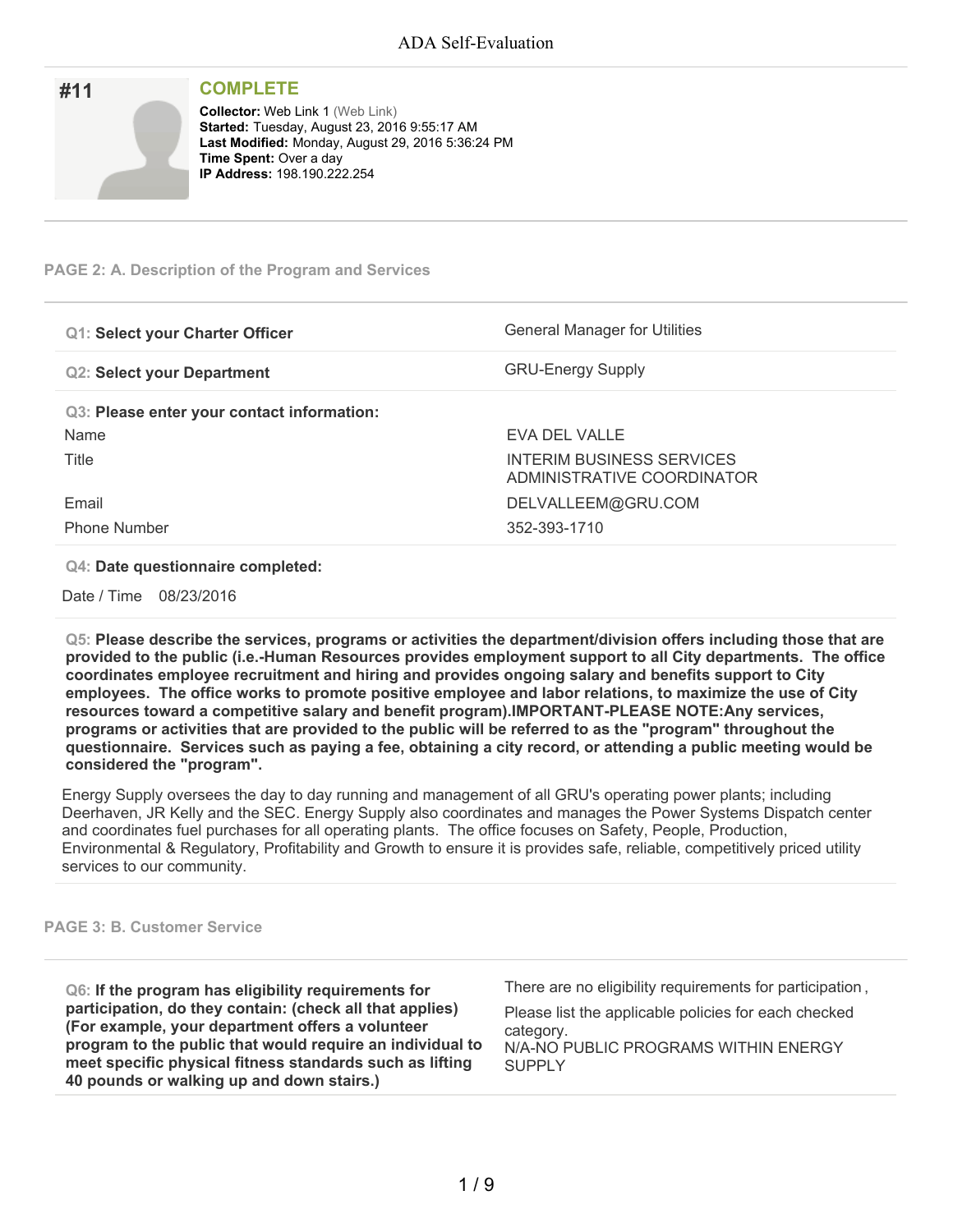# ADA Self-Evaluation

## #11

**COMPLETE**

**Collector:** Web Link 1 (Web Link)
**Started:** Tuesday, August 23, 2016 9:55:17 AM
**Last Modified:** Monday, August 29, 2016 5:36:24 PM
**Time Spent:** Over a day
**IP Address:** 198.190.222.254

### PAGE 2: A. Description of the Program and Services

**Q1: Select your Charter Officer**

General Manager for Utilities

**Q2: Select your Department**

GRU-Energy Supply

**Q3: Please enter your contact information:**

| | |
|---|---|
| Name | EVA DEL VALLE |
| Title | INTERIM BUSINESS SERVICES ADMINISTRATIVE COORDINATOR |
| Email | DELVALLEEM@GRU.COM |
| Phone Number | 352-393-1710 |

**Q4: Date questionnaire completed:**

Date / Time 08/23/2016

**Q5: Please describe the services, programs or activities the department/division offers including those that are provided to the public (i.e.-Human Resources provides employment support to all City departments. The office coordinates employee recruitment and hiring and provides ongoing salary and benefits support to City employees. The office works to promote positive employee and labor relations, to maximize the use of City resources toward a competitive salary and benefit program).IMPORTANT-PLEASE NOTE:Any services, programs or activities that are provided to the public will be referred to as the "program" throughout the questionnaire. Services such as paying a fee, obtaining a city record, or attending a public meeting would be considered the "program".**

Energy Supply oversees the day to day running and management of all GRU's operating power plants; including Deerhaven, JR Kelly and the SEC. Energy Supply also coordinates and manages the Power Systems Dispatch center and coordinates fuel purchases for all operating plants. The office focuses on Safety, People, Production, Environmental & Regulatory, Profitability and Growth to ensure it is provides safe, reliable, competitively priced utility services to our community.

### PAGE 3: B. Customer Service

**Q6: If the program has eligibility requirements for participation, do they contain: (check all that applies) (For example, your department offers a volunteer program to the public that would require an individual to meet specific physical fitness standards such as lifting 40 pounds or walking up and down stairs.)**

There are no eligibility requirements for participation ,

Please list the applicable policies for each checked category.
N/A-NO PUBLIC PROGRAMS WITHIN ENERGY SUPPLY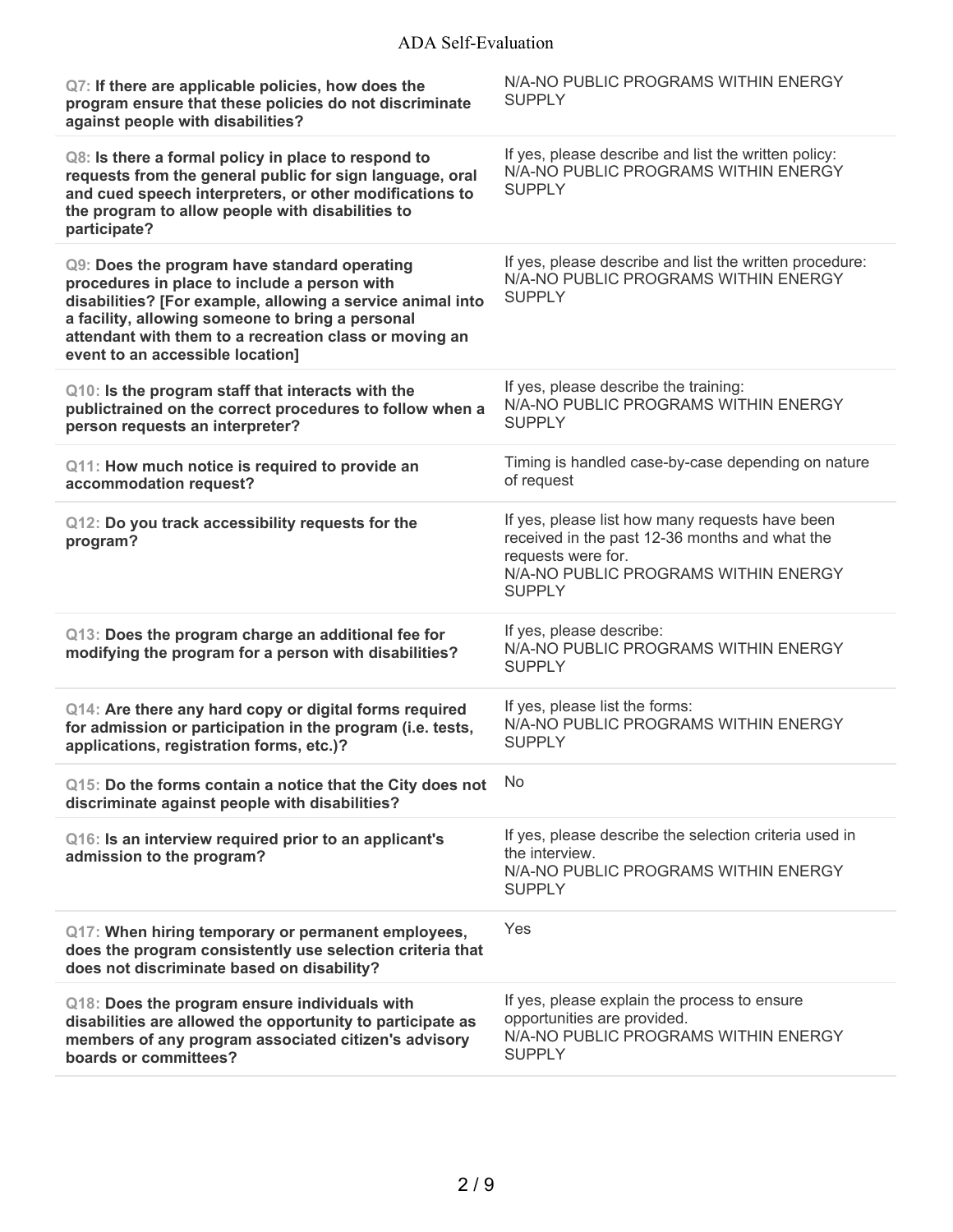| Question | Response |
| --- | --- |
| **Q7: If there are applicable policies, how does the program ensure that these policies do not discriminate against people with disabilities?** | N/A-NO PUBLIC PROGRAMS WITHIN ENERGY SUPPLY |
| **Q8: Is there a formal policy in place to respond to requests from the general public for sign language, oral and cued speech interpreters, or other modifications to the program to allow people with disabilities to participate?** | If yes, please describe and list the written policy: N/A-NO PUBLIC PROGRAMS WITHIN ENERGY SUPPLY |
| **Q9: Does the program have standard operating procedures in place to include a person with disabilities? [For example, allowing a service animal into a facility, allowing someone to bring a personal attendant with them to a recreation class or moving an event to an accessible location]** | If yes, please describe and list the written procedure: N/A-NO PUBLIC PROGRAMS WITHIN ENERGY SUPPLY |
| **Q10: Is the program staff that interacts with the publictrained on the correct procedures to follow when a person requests an interpreter?** | If yes, please describe the training: N/A-NO PUBLIC PROGRAMS WITHIN ENERGY SUPPLY |
| **Q11: How much notice is required to provide an accommodation request?** | Timing is handled case-by-case depending on nature of request |
| **Q12: Do you track accessibility requests for the program?** | If yes, please list how many requests have been received in the past 12-36 months and what the requests were for. N/A-NO PUBLIC PROGRAMS WITHIN ENERGY SUPPLY |
| **Q13: Does the program charge an additional fee for modifying the program for a person with disabilities?** | If yes, please describe: N/A-NO PUBLIC PROGRAMS WITHIN ENERGY SUPPLY |
| **Q14: Are there any hard copy or digital forms required for admission or participation in the program (i.e. tests, applications, registration forms, etc.)?** | If yes, please list the forms: N/A-NO PUBLIC PROGRAMS WITHIN ENERGY SUPPLY |
| **Q15: Do the forms contain a notice that the City does not discriminate against people with disabilities?** | No |
| **Q16: Is an interview required prior to an applicant's admission to the program?** | If yes, please describe the selection criteria used in the interview. N/A-NO PUBLIC PROGRAMS WITHIN ENERGY SUPPLY |
| **Q17: When hiring temporary or permanent employees, does the program consistently use selection criteria that does not discriminate based on disability?** | Yes |
| **Q18: Does the program ensure individuals with disabilities are allowed the opportunity to participate as members of any program associated citizen's advisory boards or committees?** | If yes, please explain the process to ensure opportunities are provided. N/A-NO PUBLIC PROGRAMS WITHIN ENERGY SUPPLY |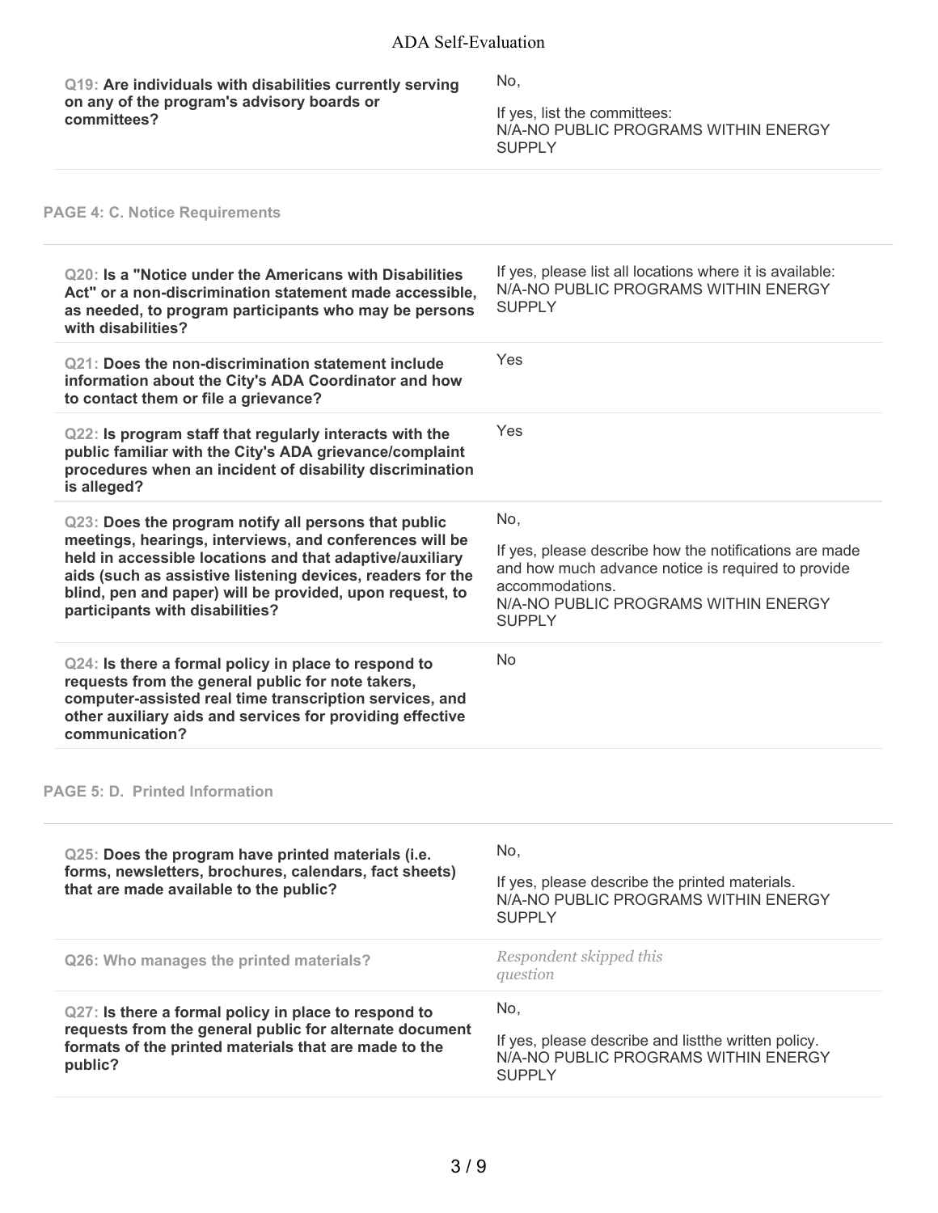**Q19: Are individuals with disabilities currently serving on any of the program's advisory boards or committees?**

No,

If yes, list the committees:
N/A-NO PUBLIC PROGRAMS WITHIN ENERGY SUPPLY

## PAGE 4: C. Notice Requirements

**Q20: Is a "Notice under the Americans with Disabilities Act" or a non-discrimination statement made accessible, as needed, to program participants who may be persons with disabilities?**

If yes, please list all locations where it is available:
N/A-NO PUBLIC PROGRAMS WITHIN ENERGY SUPPLY

**Q21: Does the non-discrimination statement include information about the City's ADA Coordinator and how to contact them or file a grievance?**

Yes

**Q22: Is program staff that regularly interacts with the public familiar with the City's ADA grievance/complaint procedures when an incident of disability discrimination is alleged?**

Yes

**Q23: Does the program notify all persons that public meetings, hearings, interviews, and conferences will be held in accessible locations and that adaptive/auxiliary aids (such as assistive listening devices, readers for the blind, pen and paper) will be provided, upon request, to participants with disabilities?**

No,

If yes, please describe how the notifications are made and how much advance notice is required to provide accommodations.
N/A-NO PUBLIC PROGRAMS WITHIN ENERGY SUPPLY

**Q24: Is there a formal policy in place to respond to requests from the general public for note takers, computer-assisted real time transcription services, and other auxiliary aids and services for providing effective communication?**

No

## PAGE 5: D. Printed Information

**Q25: Does the program have printed materials (i.e. forms, newsletters, brochures, calendars, fact sheets) that are made available to the public?**

No,

If yes, please describe the printed materials.
N/A-NO PUBLIC PROGRAMS WITHIN ENERGY SUPPLY

**Q26: Who manages the printed materials?**

*Respondent skipped this question*

**Q27: Is there a formal policy in place to respond to requests from the general public for alternate document formats of the printed materials that are made to the public?**

No,

If yes, please describe and listthe written policy.
N/A-NO PUBLIC PROGRAMS WITHIN ENERGY SUPPLY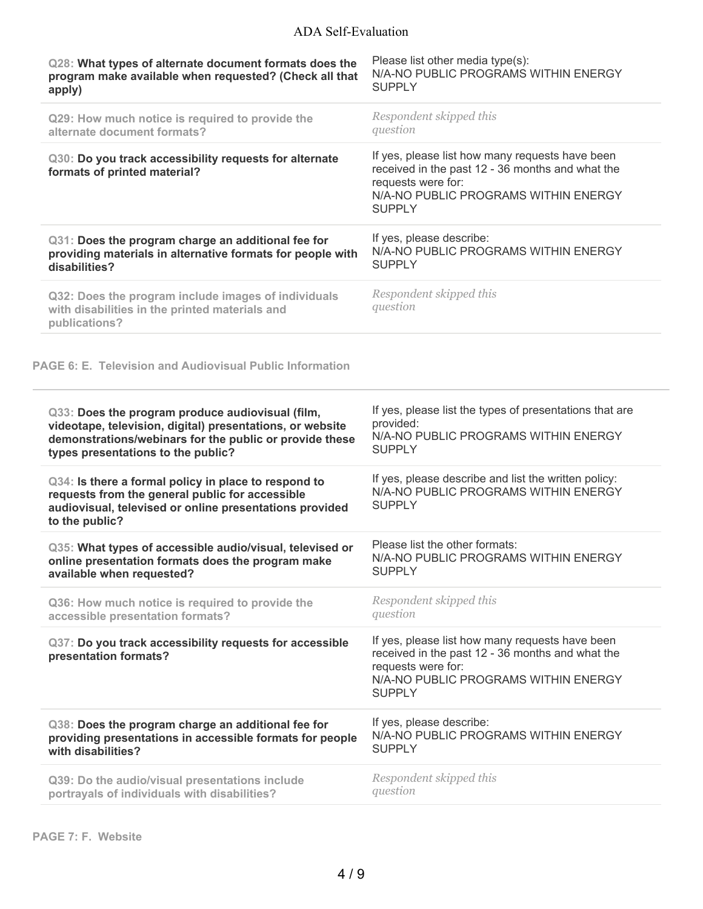| Question | Response |
|---|---|
| **Q28: What types of alternate document formats does the program make available when requested? (Check all that apply)** | Please list other media type(s): N/A-NO PUBLIC PROGRAMS WITHIN ENERGY SUPPLY |
| **Q29: How much notice is required to provide the alternate document formats?** | *Respondent skipped this question* |
| **Q30: Do you track accessibility requests for alternate formats of printed material?** | If yes, please list how many requests have been received in the past 12 - 36 months and what the requests were for: N/A-NO PUBLIC PROGRAMS WITHIN ENERGY SUPPLY |
| **Q31: Does the program charge an additional fee for providing materials in alternative formats for people with disabilities?** | If yes, please describe: N/A-NO PUBLIC PROGRAMS WITHIN ENERGY SUPPLY |
| **Q32: Does the program include images of individuals with disabilities in the printed materials and publications?** | *Respondent skipped this question* |

## PAGE 6: E. Television and Audiovisual Public Information

| Question | Response |
|---|---|
| **Q33: Does the program produce audiovisual (film, videotape, television, digital) presentations, or website demonstrations/webinars for the public or provide these types presentations to the public?** | If yes, please list the types of presentations that are provided: N/A-NO PUBLIC PROGRAMS WITHIN ENERGY SUPPLY |
| **Q34: Is there a formal policy in place to respond to requests from the general public for accessible audiovisual, televised or online presentations provided to the public?** | If yes, please describe and list the written policy: N/A-NO PUBLIC PROGRAMS WITHIN ENERGY SUPPLY |
| **Q35: What types of accessible audio/visual, televised or online presentation formats does the program make available when requested?** | Please list the other formats: N/A-NO PUBLIC PROGRAMS WITHIN ENERGY SUPPLY |
| **Q36: How much notice is required to provide the accessible presentation formats?** | *Respondent skipped this question* |
| **Q37: Do you track accessibility requests for accessible presentation formats?** | If yes, please list how many requests have been received in the past 12 - 36 months and what the requests were for: N/A-NO PUBLIC PROGRAMS WITHIN ENERGY SUPPLY |
| **Q38: Does the program charge an additional fee for providing presentations in accessible formats for people with disabilities?** | If yes, please describe: N/A-NO PUBLIC PROGRAMS WITHIN ENERGY SUPPLY |
| **Q39: Do the audio/visual presentations include portrayals of individuals with disabilities?** | *Respondent skipped this question* |

## PAGE 7: F. Website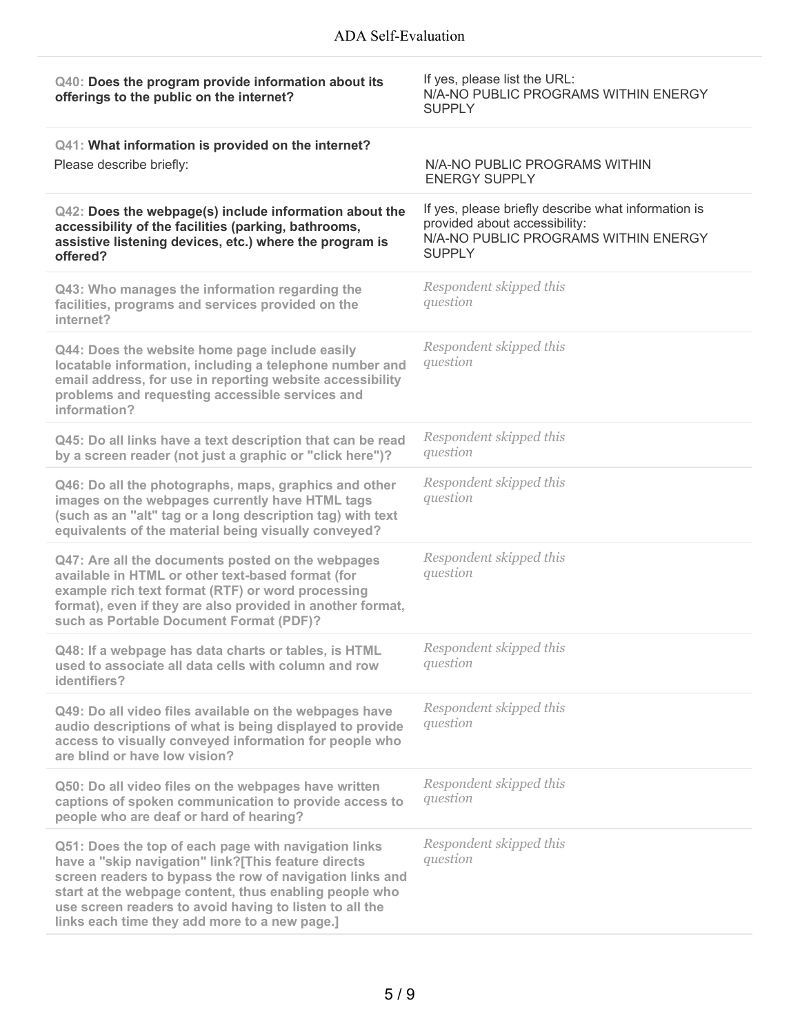| Question | Response |
| --- | --- |
| **Q40: Does the program provide information about its offerings to the public on the internet?** | If yes, please list the URL: N/A-NO PUBLIC PROGRAMS WITHIN ENERGY SUPPLY |
| **Q41: What information is provided on the internet?** Please describe briefly: | N/A-NO PUBLIC PROGRAMS WITHIN ENERGY SUPPLY |
| **Q42: Does the webpage(s) include information about the accessibility of the facilities (parking, bathrooms, assistive listening devices, etc.) where the program is offered?** | If yes, please briefly describe what information is provided about accessibility: N/A-NO PUBLIC PROGRAMS WITHIN ENERGY SUPPLY |
| **Q43: Who manages the information regarding the facilities, programs and services provided on the internet?** | *Respondent skipped this question* |
| **Q44: Does the website home page include easily locatable information, including a telephone number and email address, for use in reporting website accessibility problems and requesting accessible services and information?** | *Respondent skipped this question* |
| **Q45: Do all links have a text description that can be read by a screen reader (not just a graphic or "click here")?** | *Respondent skipped this question* |
| **Q46: Do all the photographs, maps, graphics and other images on the webpages currently have HTML tags (such as an "alt" tag or a long description tag) with text equivalents of the material being visually conveyed?** | *Respondent skipped this question* |
| **Q47: Are all the documents posted on the webpages available in HTML or other text-based format (for example rich text format (RTF) or word processing format), even if they are also provided in another format, such as Portable Document Format (PDF)?** | *Respondent skipped this question* |
| **Q48: If a webpage has data charts or tables, is HTML used to associate all data cells with column and row identifiers?** | *Respondent skipped this question* |
| **Q49: Do all video files available on the webpages have audio descriptions of what is being displayed to provide access to visually conveyed information for people who are blind or have low vision?** | *Respondent skipped this question* |
| **Q50: Do all video files on the webpages have written captions of spoken communication to provide access to people who are deaf or hard of hearing?** | *Respondent skipped this question* |
| **Q51: Does the top of each page with navigation links have a "skip navigation" link?[This feature directs screen readers to bypass the row of navigation links and start at the webpage content, thus enabling people who use screen readers to avoid having to listen to all the links each time they add more to a new page.]** | *Respondent skipped this question* |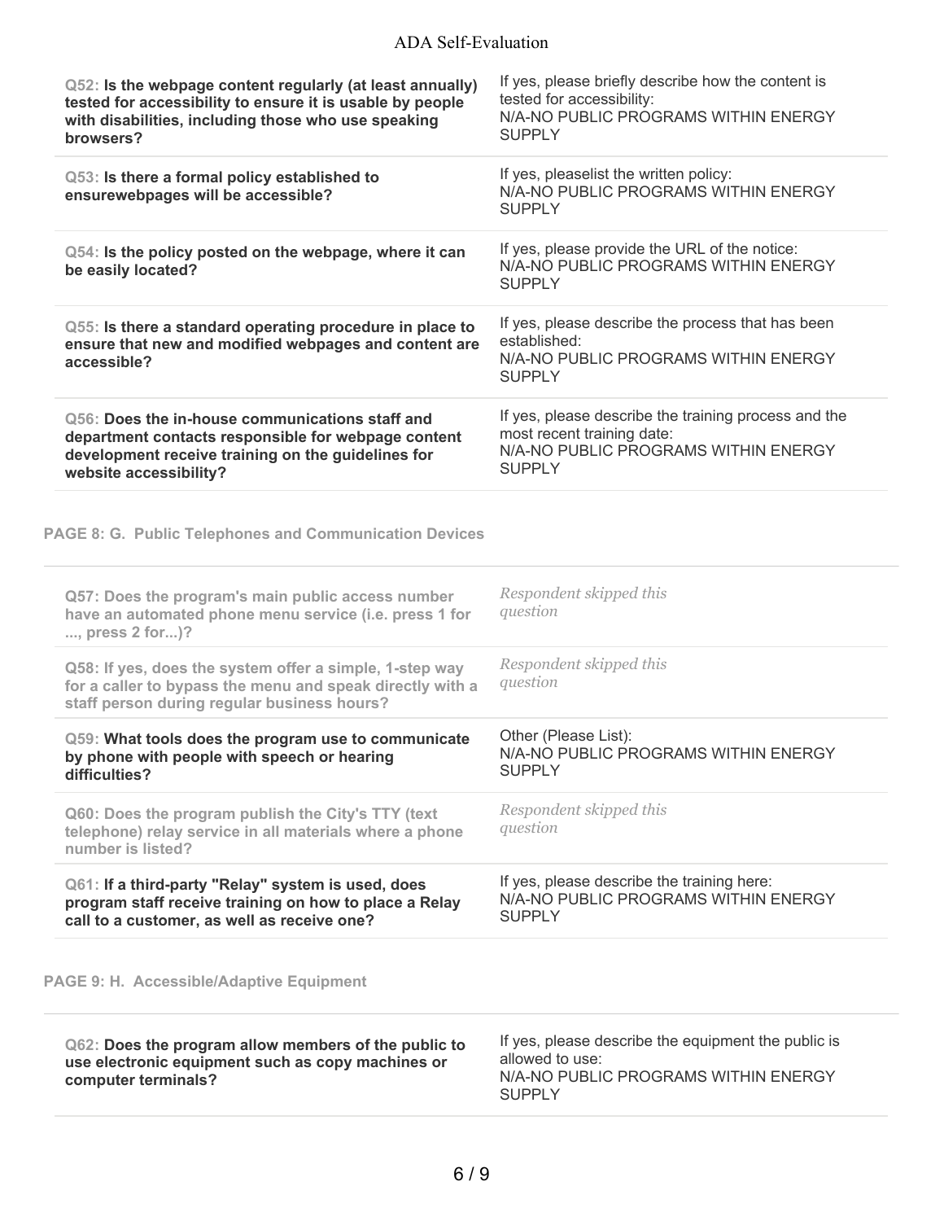| Question | Response |
| --- | --- |
| **Q52: Is the webpage content regularly (at least annually) tested for accessibility to ensure it is usable by people with disabilities, including those who use speaking browsers?** | If yes, please briefly describe how the content is tested for accessibility: N/A-NO PUBLIC PROGRAMS WITHIN ENERGY SUPPLY |
| **Q53: Is there a formal policy established to ensurewebpages will be accessible?** | If yes, pleaselist the written policy: N/A-NO PUBLIC PROGRAMS WITHIN ENERGY SUPPLY |
| **Q54: Is the policy posted on the webpage, where it can be easily located?** | If yes, please provide the URL of the notice: N/A-NO PUBLIC PROGRAMS WITHIN ENERGY SUPPLY |
| **Q55: Is there a standard operating procedure in place to ensure that new and modified webpages and content are accessible?** | If yes, please describe the process that has been established: N/A-NO PUBLIC PROGRAMS WITHIN ENERGY SUPPLY |
| **Q56: Does the in-house communications staff and department contacts responsible for webpage content development receive training on the guidelines for website accessibility?** | If yes, please describe the training process and the most recent training date: N/A-NO PUBLIC PROGRAMS WITHIN ENERGY SUPPLY |

## PAGE 8: G. Public Telephones and Communication Devices

| Question | Response |
| --- | --- |
| Q57: Does the program's main public access number have an automated phone menu service (i.e. press 1 for ..., press 2 for...)? | *Respondent skipped this question* |
| Q58: If yes, does the system offer a simple, 1-step way for a caller to bypass the menu and speak directly with a staff person during regular business hours? | *Respondent skipped this question* |
| **Q59: What tools does the program use to communicate by phone with people with speech or hearing difficulties?** | Other (Please List): N/A-NO PUBLIC PROGRAMS WITHIN ENERGY SUPPLY |
| Q60: Does the program publish the City's TTY (text telephone) relay service in all materials where a phone number is listed? | *Respondent skipped this question* |
| **Q61: If a third-party "Relay" system is used, does program staff receive training on how to place a Relay call to a customer, as well as receive one?** | If yes, please describe the training here: N/A-NO PUBLIC PROGRAMS WITHIN ENERGY SUPPLY |

## PAGE 9: H. Accessible/Adaptive Equipment

| Question | Response |
| --- | --- |
| **Q62: Does the program allow members of the public to use electronic equipment such as copy machines or computer terminals?** | If yes, please describe the equipment the public is allowed to use: N/A-NO PUBLIC PROGRAMS WITHIN ENERGY SUPPLY |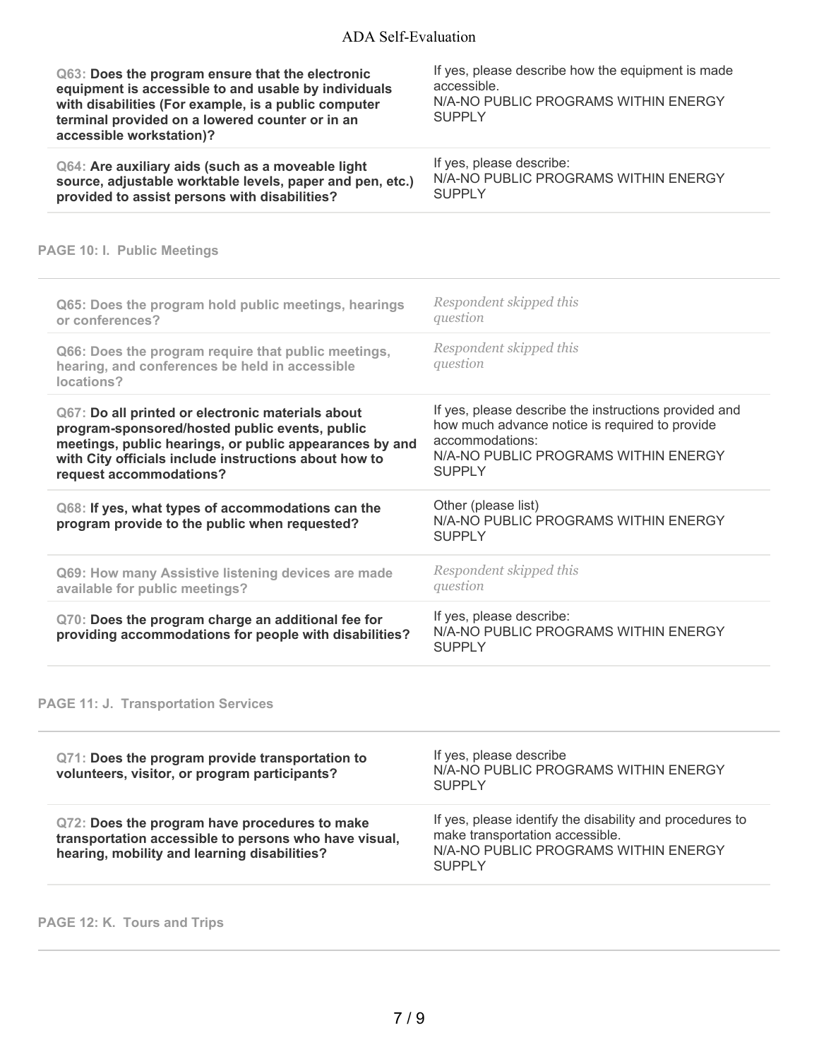**Q63: Does the program ensure that the electronic equipment is accessible to and usable by individuals with disabilities (For example, is a public computer terminal provided on a lowered counter or in an accessible workstation)?**

If yes, please describe how the equipment is made accessible.
N/A-NO PUBLIC PROGRAMS WITHIN ENERGY SUPPLY

**Q64: Are auxiliary aids (such as a moveable light source, adjustable worktable levels, paper and pen, etc.) provided to assist persons with disabilities?**

If yes, please describe:
N/A-NO PUBLIC PROGRAMS WITHIN ENERGY SUPPLY

## PAGE 10: I. Public Meetings

**Q65: Does the program hold public meetings, hearings or conferences?**

*Respondent skipped this question*

**Q66: Does the program require that public meetings, hearing, and conferences be held in accessible locations?**

*Respondent skipped this question*

**Q67: Do all printed or electronic materials about program-sponsored/hosted public events, public meetings, public hearings, or public appearances by and with City officials include instructions about how to request accommodations?**

If yes, please describe the instructions provided and how much advance notice is required to provide accommodations:
N/A-NO PUBLIC PROGRAMS WITHIN ENERGY SUPPLY

**Q68: If yes, what types of accommodations can the program provide to the public when requested?**

Other (please list)
N/A-NO PUBLIC PROGRAMS WITHIN ENERGY SUPPLY

**Q69: How many Assistive listening devices are made available for public meetings?**

*Respondent skipped this question*

**Q70: Does the program charge an additional fee for providing accommodations for people with disabilities?**

If yes, please describe:
N/A-NO PUBLIC PROGRAMS WITHIN ENERGY SUPPLY

## PAGE 11: J. Transportation Services

**Q71: Does the program provide transportation to volunteers, visitor, or program participants?**

If yes, please describe
N/A-NO PUBLIC PROGRAMS WITHIN ENERGY SUPPLY

**Q72: Does the program have procedures to make transportation accessible to persons who have visual, hearing, mobility and learning disabilities?**

If yes, please identify the disability and procedures to make transportation accessible.
N/A-NO PUBLIC PROGRAMS WITHIN ENERGY SUPPLY

## PAGE 12: K. Tours and Trips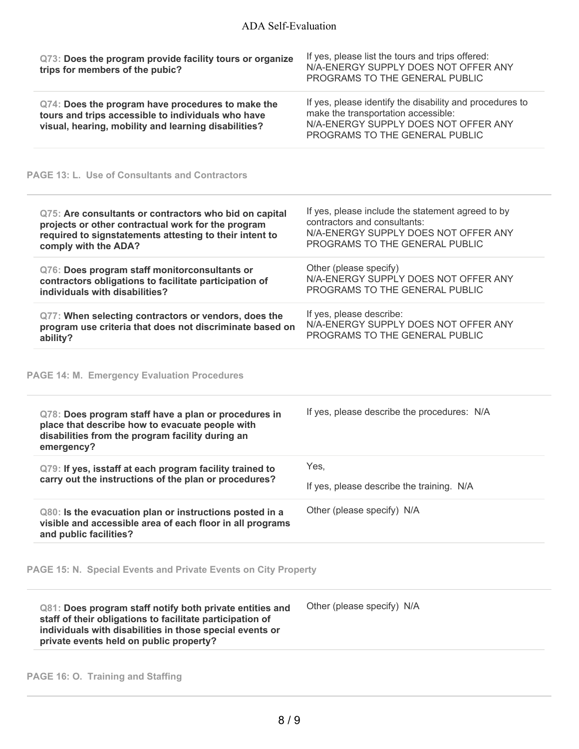| | |
|---|---|
| **Q73: Does the program provide facility tours or organize trips for members of the pubic?** | If yes, please list the tours and trips offered: N/A-ENERGY SUPPLY DOES NOT OFFER ANY PROGRAMS TO THE GENERAL PUBLIC |
| **Q74: Does the program have procedures to make the tours and trips accessible to individuals who have visual, hearing, mobility and learning disabilities?** | If yes, please identify the disability and procedures to make the transportation accessible: N/A-ENERGY SUPPLY DOES NOT OFFER ANY PROGRAMS TO THE GENERAL PUBLIC |

## PAGE 13: L. Use of Consultants and Contractors

| | |
|---|---|
| **Q75: Are consultants or contractors who bid on capital projects or other contractual work for the program required to signstatements attesting to their intent to comply with the ADA?** | If yes, please include the statement agreed to by contractors and consultants: N/A-ENERGY SUPPLY DOES NOT OFFER ANY PROGRAMS TO THE GENERAL PUBLIC |
| **Q76: Does program staff monitorconsultants or contractors obligations to facilitate participation of individuals with disabilities?** | Other (please specify) N/A-ENERGY SUPPLY DOES NOT OFFER ANY PROGRAMS TO THE GENERAL PUBLIC |
| **Q77: When selecting contractors or vendors, does the program use criteria that does not discriminate based on ability?** | If yes, please describe: N/A-ENERGY SUPPLY DOES NOT OFFER ANY PROGRAMS TO THE GENERAL PUBLIC |

## PAGE 14: M. Emergency Evaluation Procedures

| | |
|---|---|
| **Q78: Does program staff have a plan or procedures in place that describe how to evacuate people with disabilities from the program facility during an emergency?** | If yes, please describe the procedures: N/A |
| **Q79: If yes, isstaff at each program facility trained to carry out the instructions of the plan or procedures?** | Yes,<br>If yes, please describe the training. N/A |
| **Q80: Is the evacuation plan or instructions posted in a visible and accessible area of each floor in all programs and public facilities?** | Other (please specify) N/A |

## PAGE 15: N. Special Events and Private Events on City Property

| | |
|---|---|
| **Q81: Does program staff notify both private entities and staff of their obligations to facilitate participation of individuals with disabilities in those special events or private events held on public property?** | Other (please specify) N/A |

## PAGE 16: O. Training and Staffing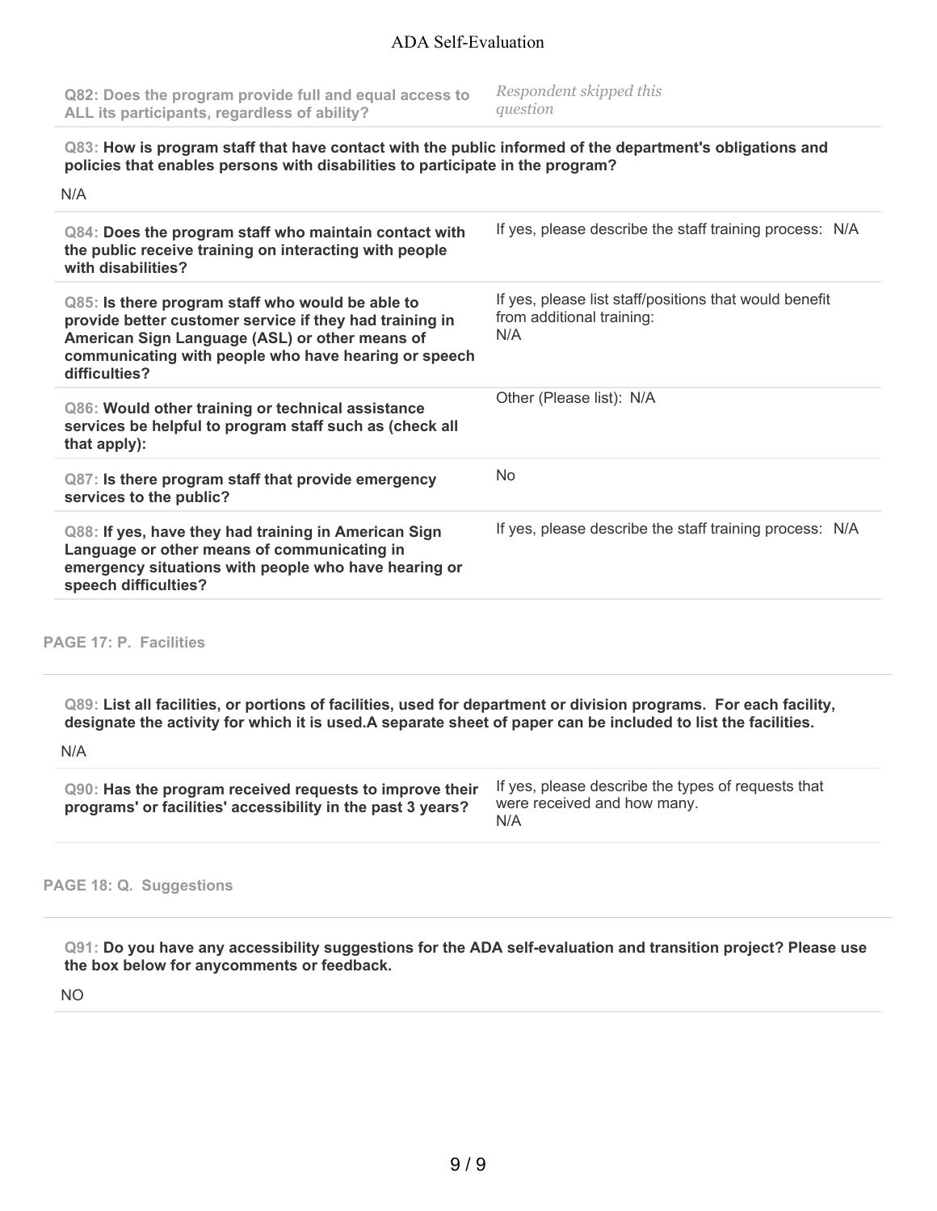**Q82: Does the program provide full and equal access to ALL its participants, regardless of ability?**

*Respondent skipped this question*

**Q83: How is program staff that have contact with the public informed of the department's obligations and policies that enables persons with disabilities to participate in the program?**

N/A

**Q84: Does the program staff who maintain contact with the public receive training on interacting with people with disabilities?**

If yes, please describe the staff training process: N/A

**Q85: Is there program staff who would be able to provide better customer service if they had training in American Sign Language (ASL) or other means of communicating with people who have hearing or speech difficulties?**

If yes, please list staff/positions that would benefit from additional training:
N/A

**Q86: Would other training or technical assistance services be helpful to program staff such as (check all that apply):**

Other (Please list): N/A

**Q87: Is there program staff that provide emergency services to the public?**

No

**Q88: If yes, have they had training in American Sign Language or other means of communicating in emergency situations with people who have hearing or speech difficulties?**

If yes, please describe the staff training process: N/A

## PAGE 17: P. Facilities

**Q89: List all facilities, or portions of facilities, used for department or division programs. For each facility, designate the activity for which it is used.A separate sheet of paper can be included to list the facilities.**

N/A

**Q90: Has the program received requests to improve their programs' or facilities' accessibility in the past 3 years?**

If yes, please describe the types of requests that were received and how many.
N/A

## PAGE 18: Q. Suggestions

**Q91: Do you have any accessibility suggestions for the ADA self-evaluation and transition project? Please use the box below for anycomments or feedback.**

NO